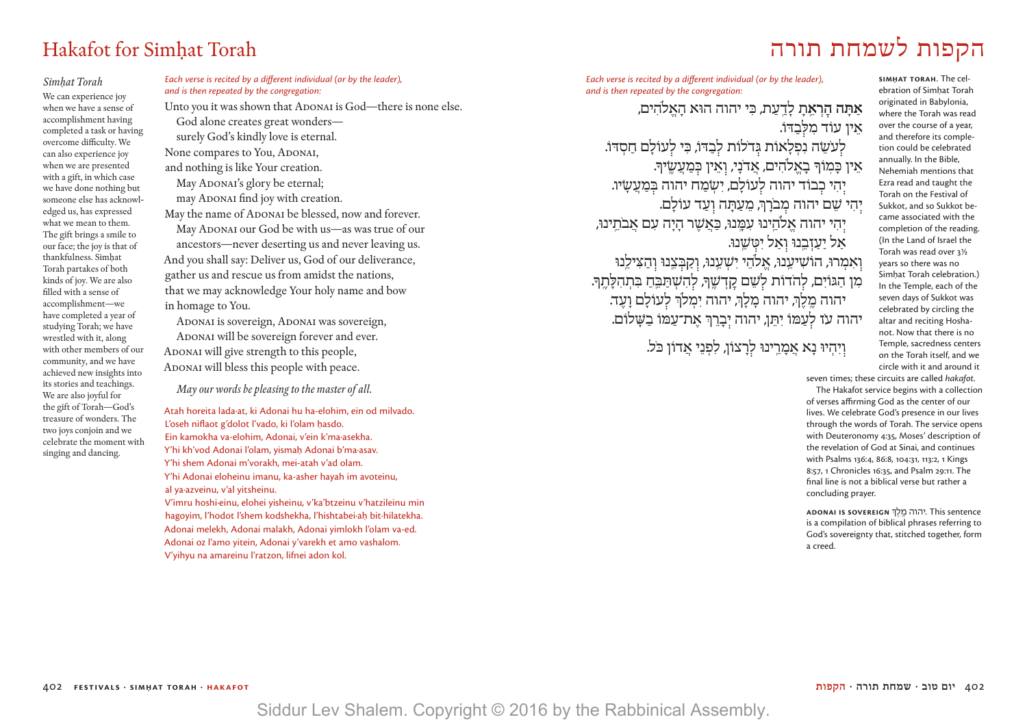# Hakafot for Simḥat Torah

*Simḥat Torah*

We can experience joy when we have a sense of accomplishment having completed a task or having overcome difficulty. We can also experience joy when we are presented with a gift, in which case we have done nothing but someone else has acknowledged us, has expressed what we mean to them. The gift brings a smile to our face; the joy is that of thankfulness. Simḥat Torah partakes of both kinds of joy. We are also filled with a sense of accomplishment—we have completed a year of studying Torah; we have wrestled with it, along with other members of our community, and we have achieved new insights into its stories and teachings. We are also joyful for the gift of Torah—God's treasure of wonders. The two joys conjoin and we celebrate the moment with singing and dancing.

*Each verse is recited by a different individual (or by the leader), and is then repeated by the congregation.*

Unto you it was shown that Adonai is God—there is none else.
God alone creates great wonders—
surely God's kindly love is eternal.
None compares to You, Adonai,
and nothing is like Your creation.
May Adonai's glory be eternal;
may Adonai find joy with creation.
May the name of Adonai be blessed, now and forever.
May Adonai our God be with us—as was true of our ancestors—never deserting us and never leaving us.
And you shall say: Deliver us, God of our deliverance,
gather us and rescue us from amidst the nations,
that we may acknowledge Your holy name and bow in homage to You.
Adonai is sovereign, Adonai was sovereign,
Adonai will be sovereign forever and ever.
Adonai will give strength to this people,
Adonai will bless this people with peace.

*May our words be pleasing to the master of all.*

Atah horeita lada·at, ki Adonai hu ha-elohim, ein od milvado.
L'oseh niflaot g'dolot l'vado, ki l'olam ḥasdo.
Ein kamokha va-elohim, Adonai, v'ein k'ma·asekha.
Y'hi kh'vod Adonai l'olam, yismaḥ Adonai b'ma·asav.
Y'hi shem Adonai m'vorakh, mei-atah v'ad olam.
Y'hi Adonai eloheinu imanu, ka-asher hayah im avoteinu,
al ya-azveinu, v'al yitsheinu.
V'imru hoshi·einu, elohei yisheinu, v'ka'btzeinu v'hatzileinu min hagoyim, l'hodot l'shem kodshekha, l'hishtabei·aḥ bit·hilatekha.
Adonai melekh, Adonai malakh, Adonai yimlokh l'olam va-ed.
Adonai oz l'amo yitein, Adonai y'varekh et amo vashalom.
V'yihyu na amareinu l'ratzon, lifnei adon kol.

# הקפות לשמחת תורה

*Each verse is recited by a different individual (or by the leader), and is then repeated by the congregation.*

**אַתָּה הָרְאֵתָ** לָדַעַת, כִּי יהוה הוּא הָאֱלֹהִים,
אֵין עוֹד מִלְּבַדּוֹ.
לְעֹשֵׂה נִפְלָאוֹת גְּדֹלוֹת לְבַדּוֹ, כִּי לְעוֹלָם חַסְדּוֹ.
אֵין כָּמוֹךָ בָאֱלֹהִים, אֲדֹנָי, וְאֵין כְּמַעֲשֶׂיךָ.
יְהִי כְבוֹד יהוה לְעוֹלָם, יִשְׂמַח יהוה בְּמַעֲשָׂיו.
יְהִי שֵׁם יהוה מְבֹרָךְ, מֵעַתָּה וְעַד עוֹלָם.
יְהִי יהוה אֱלֹהֵינוּ עִמָּנוּ, כַּאֲשֶׁר הָיָה עִם אֲבֹתֵינוּ,
אַל יַעַזְבֵנוּ וְאַל יִטְּשֵׁנוּ.
וְאִמְרוּ, הוֹשִׁיעֵנוּ, אֱלֹהֵי יִשְׁעֵנוּ, וְקַבְּצֵנוּ וְהַצִּילֵנוּ
מִן הַגּוֹיִם, לְהֹדוֹת לְשֵׁם קָדְשֶׁךָ, לְהִשְׁתַּבֵּחַ בִּתְהִלָּתֶךָ.
יהוה מֶלֶךְ, יהוה מָלָךְ, יהוה יִמְלֹךְ לְעוֹלָם וָעֶד.
יהוה עֹז לְעַמּוֹ יִתֵּן, יהוה יְבָרֵךְ אֶת־עַמּוֹ בַשָּׁלוֹם.

וְיִהְיוּ נָא אֲמָרֵינוּ לְרָצוֹן, לִפְנֵי אֲדוֹן כֹּל.

**SIMḤAT TORAH.** The celebration of Simḥat Torah originated in Babylonia, where the Torah was read over the course of a year, and therefore its completion could be celebrated annually. In the Bible, Nehemiah mentions that Ezra read and taught the Torah on the Festival of Sukkot, and so Sukkot became associated with the completion of the reading. (In the Land of Israel the Torah was read over 3½ years so there was no Simḥat Torah celebration.) In the Temple, each of the seven days of Sukkot was celebrated by circling the altar and reciting Hoshanot. Now that there is no Temple, sacredness centers on the Torah itself, and we circle with it and around it seven times; these circuits are called *hakafot*.

The Hakafot service begins with a collection of verses affirming God as the center of our lives. We celebrate God's presence in our lives through the words of Torah. The service opens with Deuteronomy 4:35, Moses' description of the revelation of God at Sinai, and continues with Psalms 136:4, 86:8, 104:31, 113:2, 1 Kings 8:57, 1 Chronicles 16:35, and Psalm 29:11. The final line is not a biblical verse but rather a concluding prayer.

**ADONAI IS SOVEREIGN** יהוה מֶלֶךְ. This sentence is a compilation of biblical phrases referring to God's sovereignty that, stitched together, form a creed.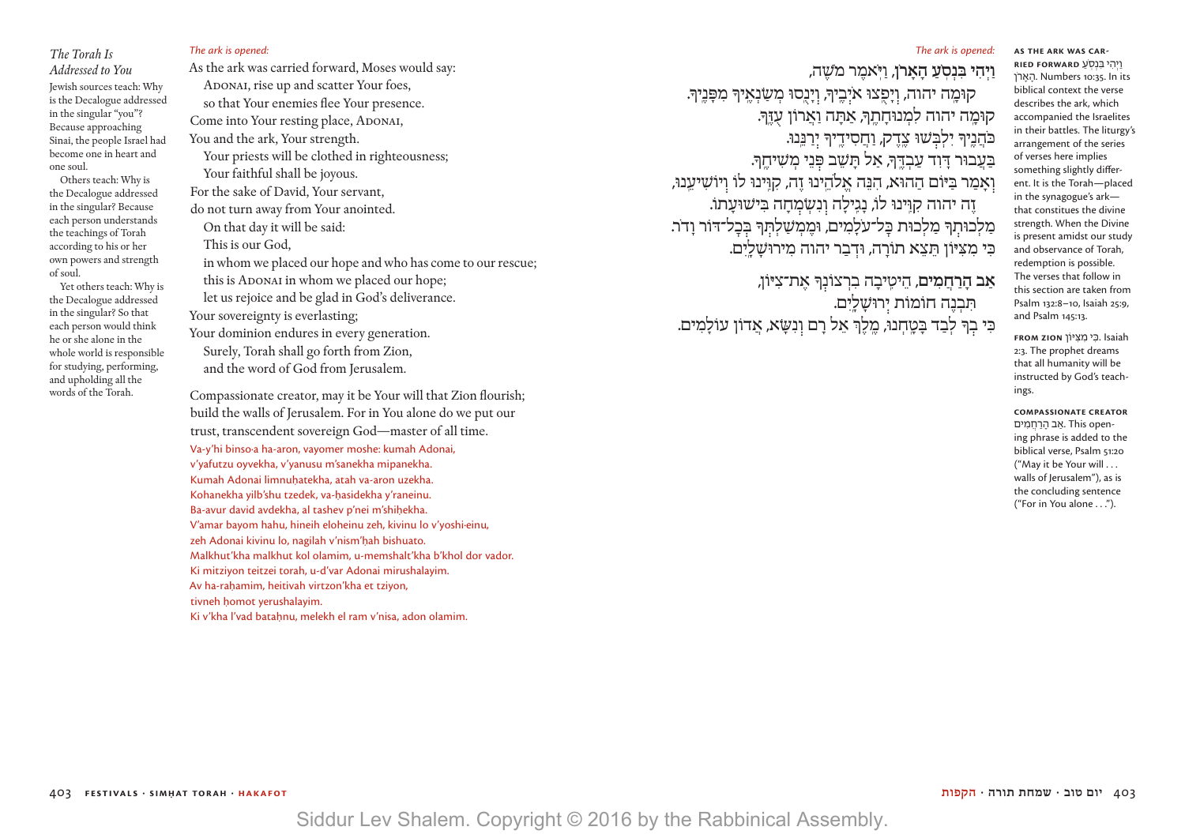*The Torah Is Addressed to You*

Jewish sources teach: Why is the Decalogue addressed in the singular "you"? Because approaching Sinai, the people Israel had become one in heart and one soul.

Others teach: Why is the Decalogue addressed in the singular? Because each person understands the teachings of Torah according to his or her own powers and strength of soul.

Yet others teach: Why is the Decalogue addressed in the singular? So that each person would think he or she alone in the whole world is responsible for studying, performing, and upholding all the words of the Torah.

*The ark is opened:*

As the ark was carried forward, Moses would say:
Adonai, rise up and scatter Your foes,
so that Your enemies flee Your presence.
Come into Your resting place, Adonai,
You and the ark, Your strength.
Your priests will be clothed in righteousness;
Your faithful shall be joyous.
For the sake of David, Your servant,
do not turn away from Your anointed.
On that day it will be said:
This is our God,
in whom we placed our hope and who has come to our rescue;
this is Adonai in whom we placed our hope;
let us rejoice and be glad in God's deliverance.
Your sovereignty is everlasting;
Your dominion endures in every generation.
Surely, Torah shall go forth from Zion,
and the word of God from Jerusalem.

Compassionate creator, may it be Your will that Zion flourish; build the walls of Jerusalem. For in You alone do we put our trust, transcendent sovereign God—master of all time.

Va-y'hi binso·a ha-aron, vayomer moshe: kumah Adonai,
v'yafutzu oyvekha, v'yanusu m'sanekha mipanekha.
Kumah Adonai limnuḥatekha, atah va-aron uzekha.
Kohanekha yilb'shu tzedek, va-ḥasidekha y'raneinu.
Ba-avur david avdekha, al tashev p'nei m'shiḥekha.
V'amar bayom hahu, hineih eloheinu zeh, kivinu lo v'yoshi·einu,
zeh Adonai kivinu lo, nagilah v'nism'ḥah bishuato.
Malkhut'kha malkhut kol olamim, u-memshalt'kha b'khol dor vador.
Ki mitziyon teitzei torah, u-d'var Adonai mirushalayim.
Av ha-raḥamim, heitivah virtzon'kha et tziyon,
tivneh ḥomot yerushalayim.
Ki v'kha l'vad bataḥnu, melekh el ram v'nisa, adon olamim.

*The ark is opened:*

**וַיְהִי בִּנְסֹעַ הָאָרֹן**, וַיֹּאמֶר מֹשֶׁה,
קוּמָה יהוה, וְיָפֻצוּ אֹיְבֶיךָ, וְיָנֻסוּ מְשַׂנְאֶיךָ מִפָּנֶיךָ.
קוּמָה יהוה לִמְנוּחָתֶךָ, אַתָּה וַאֲרוֹן עֻזֶּךָ.
כֹּהֲנֶיךָ יִלְבְּשׁוּ צֶדֶק, וַחֲסִידֶיךָ יְרַנֵּנוּ.
בַּעֲבוּר דָּוִד עַבְדֶּךָ, אַל תָּשֵׁב פְּנֵי מְשִׁיחֶךָ.
וְאָמַר בַּיּוֹם הַהוּא, הִנֵּה אֱלֹהֵינוּ זֶה, קִוִּינוּ לוֹ וְיוֹשִׁיעֵנוּ,
זֶה יהוה קִוִּינוּ לוֹ, נָגִילָה וְנִשְׂמְחָה בִּישׁוּעָתוֹ.
מַלְכוּתְךָ מַלְכוּת כָּל־עֹלָמִים, וּמֶמְשַׁלְתְּךָ בְּכָל־דּוֹר וָדֹר.
כִּי מִצִּיּוֹן תֵּצֵא תוֹרָה, וּדְבַר יהוה מִירוּשָׁלָיִם.

**אַב הָרַחֲמִים**, הֵיטִיבָה בִרְצוֹנְךָ אֶת־צִיּוֹן,
תִּבְנֶה חוֹמוֹת יְרוּשָׁלָיִם.
כִּי בְךָ לְבַד בָּטָחְנוּ, מֶלֶךְ אֵל רָם וְנִשָּׂא, אֲדוֹן עוֹלָמִים.

**As the ark was carried forward** וַיְהִי בִּנְסֹעַ הָאָרֹן. Numbers 10:35. In its biblical context the verse describes the ark, which accompanied the Israelites in their battles. The liturgy's arrangement of the series of verses here implies something slightly different. It is the Torah—placed in the synagogue's ark—that constitutes the divine strength. When the Divine is present amidst our study and observance of Torah, redemption is possible. The verses that follow in this section are taken from Psalm 132:8–10, Isaiah 25:9, and Psalm 145:13.

**From Zion** כִּי מִצִּיּוֹן. Isaiah 2:3. The prophet dreams that all humanity will be instructed by God's teachings.

**Compassionate creator** אַב הָרַחֲמִים. This opening phrase is added to the biblical verse, Psalm 51:20 ("May it be Your will . . . walls of Jerusalem"), as is the concluding sentence ("For in You alone . . .").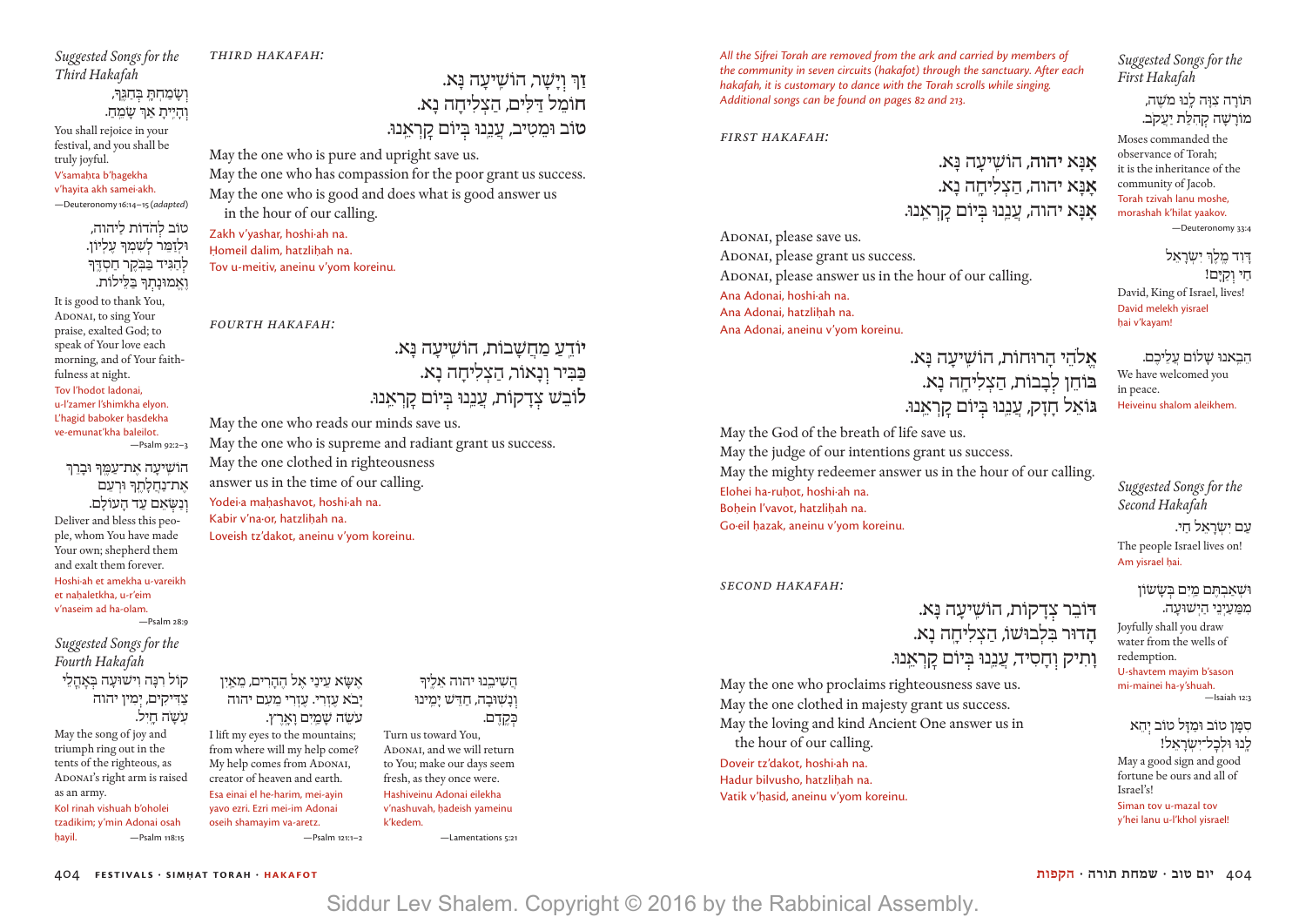*All the Sifrei Torah are removed from the ark and carried by members of the community in seven circuits (hakafot) through the sanctuary. After each hakafah, it is customary to dance with the Torah scrolls while singing. Additional songs can be found on pages 82 and 213.*

### FIRST HAKAFAH:

אָנָּא יהוה, הוֹשִׁיעָה נָּא.
אָנָּא יהוה, הַצְלִיחָה נָא.
אָנָּא יהוה, עֲנֵנוּ בְּיוֹם קָרְאֵנוּ.

Adonai, please save us.
Adonai, please grant us success.
Adonai, please answer us in the hour of our calling.

Ana Adonai, hoshi·ah na.
Ana Adonai, hatzliḥah na.
Ana Adonai, aneinu v'yom koreinu.

אֱלֹהֵי הָרוּחוֹת, הוֹשִׁיעָה נָּא.
בּוֹחֵן לְבָבוֹת, הַצְלִיחָה נָא.
גּוֹאֵל חָזָק, עֲנֵנוּ בְּיוֹם קָרְאֵנוּ.

May the God of the breath of life save us.
May the judge of our intentions grant us success.
May the mighty redeemer answer us in the hour of our calling.

Elohei ha-ruḥot, hoshi·ah na.
Boḥein l'vavot, hatzliḥah na.
Go·eil ḥazak, aneinu v'yom koreinu.

### SECOND HAKAFAH:

דּוֹבֵר צְדָקוֹת, הוֹשִׁיעָה נָּא.
הָדוּר בִּלְבוּשׁוֹ, הַצְלִיחָה נָא.
וָתִיק וְחָסִיד, עֲנֵנוּ בְּיוֹם קָרְאֵנוּ.

May the one who proclaims righteousness save us.
May the one clothed in majesty grant us success.
May the loving and kind Ancient One answer us in the hour of our calling.

Doveir tz'dakot, hoshi·ah na.
Hadur bilvusho, hatzliḥah na.
Vatik v'ḥasid, aneinu v'yom koreinu.

*Suggested Songs for the First Hakafah*

תּוֹרָה צִוָּה לָנוּ מֹשֶׁה,
מוֹרָשָׁה קְהִלַּת יַעֲקֹב.

Moses commanded the observance of Torah; it is the inheritance of the community of Jacob.
Torah tzivah lanu moshe, morashah k'hilat yaakov.
—Deuteronomy 33:4

דָּוִד מֶלֶךְ יִשְׂרָאֵל
חַי וְקַיָּם!

David, King of Israel, lives!
David melekh yisrael ḥai v'kayam!

הֲבֵאנוּ שָׁלוֹם עֲלֵיכֶם.

We have welcomed you in peace.
Heiveinu shalom aleikhem.

*Suggested Songs for the Second Hakafah*

עַם יִשְׂרָאֵל חַי.

The people Israel lives on!
Am yisrael ḥai.

וּשְׁאַבְתֶּם מַיִם בְּשָׂשׂוֹן
מִמַּעַיְנֵי הַיְשׁוּעָה.

Joyfully shall you draw water from the wells of redemption.
U-shavtem mayim b'sason mi-mainei ha-y'shuah.
—Isaiah 12:3

סִמָּן טוֹב וּמַזָּל טוֹב יְהֵא
לָנוּ וּלְכָל־יִשְׂרָאֵל!

May a good sign and good fortune be ours and all of Israel's!
Siman tov u-mazal tov y'hei lanu u-l'khol yisrael!

### THIRD HAKAFAH:

זַךְ וְיָשָׁר, הוֹשִׁיעָה נָּא.
חוֹמֵל דַּלִּים, הַצְלִיחָה נָא.
טוֹב וּמֵטִיב, עֲנֵנוּ בְּיוֹם קָרְאֵנוּ.

May the one who is pure and upright save us.
May the one who has compassion for the poor grant us success.
May the one who is good and does what is good answer us in the hour of our calling.

Zakh v'yashar, hoshi·ah na.
Ḥomeil dalim, hatzliḥah na.
Tov u-meitiv, aneinu v'yom koreinu.

### FOURTH HAKAFAH:

יוֹדֵעַ מַחֲשָׁבוֹת, הוֹשִׁיעָה נָּא.
כַּבִּיר וְנָאוֹר, הַצְלִיחָה נָא.
לוֹבֵשׁ צְדָקוֹת, עֲנֵנוּ בְּיוֹם קָרְאֵנוּ.

May the one who reads our minds save us.
May the one who is supreme and radiant grant us success.
May the one clothed in righteousness answer us in the time of our calling.

Yodei·a maḥashavot, hoshi·ah na.
Kabir v'na·or, hatzliḥah na.
Loveish tz'dakot, aneinu v'yom koreinu.

*Suggested Songs for the Third Hakafah*

וְשָׂמַחְתָּ בְּחַגֶּךָ,
וְהָיִיתָ אַךְ שָׂמֵחַ.

You shall rejoice in your festival, and you shall be truly joyful.
V'samaḥta b'ḥagekha v'hayita akh samei·akh.
—Deuteronomy 16:14–15 (*adapted*)

טוֹב לְהֹדוֹת לַיהוה,
וּלְזַמֵּר לְשִׁמְךָ עֶלְיוֹן.
לְהַגִּיד בַּבֹּקֶר חַסְדֶּךָ
וֶאֱמוּנָתְךָ בַּלֵּילוֹת.

It is good to thank You, Adonai, to sing Your praise, exalted God; to speak of Your love each morning, and of Your faithfulness at night.
Tov l'hodot ladonai, u-l'zamer l'shimkha elyon. L'hagid baboker ḥasdekha ve-emunat'kha baleilot.
—Psalm 92:2–3

הוֹשִׁיעָה אֶת־עַמֶּךָ וּבָרֵךְ
אֶת־נַחֲלָתֶךָ וּרְעֵם
וְנַשְּׂאֵם עַד הָעוֹלָם.

Deliver and bless this people, whom You have made Your own; shepherd them and exalt them forever.
Hoshi·ah et amekha u-vareikh et naḥaletkha, u-r'eim v'naseim ad ha-olam.
—Psalm 28:9

*Suggested Songs for the Fourth Hakafah*

קוֹל רִנָּה וִישׁוּעָה בְּאָהֳלֵי
צַדִּיקִים, יְמִין יהוה
עֹשָׂה חָיִל.

May the song of joy and triumph ring out in the tents of the righteous, as Adonai's right arm is raised as an army.
Kol rinah vishuah b'oholei tzadikim; y'min Adonai osah ḥayil.
—Psalm 118:15

אֶשָּׂא עֵינַי אֶל הֶהָרִים, מֵאַיִן
יָבֹא עֶזְרִי. עֶזְרִי מֵעִם יהוה
עֹשֵׂה שָׁמַיִם וָאָרֶץ.

I lift my eyes to the mountains; from where will my help come? My help comes from Adonai, creator of heaven and earth.
Esa einai el he-harim, mei-ayin yavo ezri. Ezri mei-im Adonai oseih shamayim va-aretz.
—Psalm 121:1–2

הֲשִׁיבֵנוּ יהוה אֵלֶיךָ
וְנָשׁוּבָה, חַדֵּשׁ יָמֵינוּ
כְּקֶדֶם.

Turn us toward You, Adonai, and we will return to You; make our days seem fresh, as they once were.
Hashiveinu Adonai eilekha v'nashuvah, ḥadeish yameinu k'kedem.
—Lamentations 5:21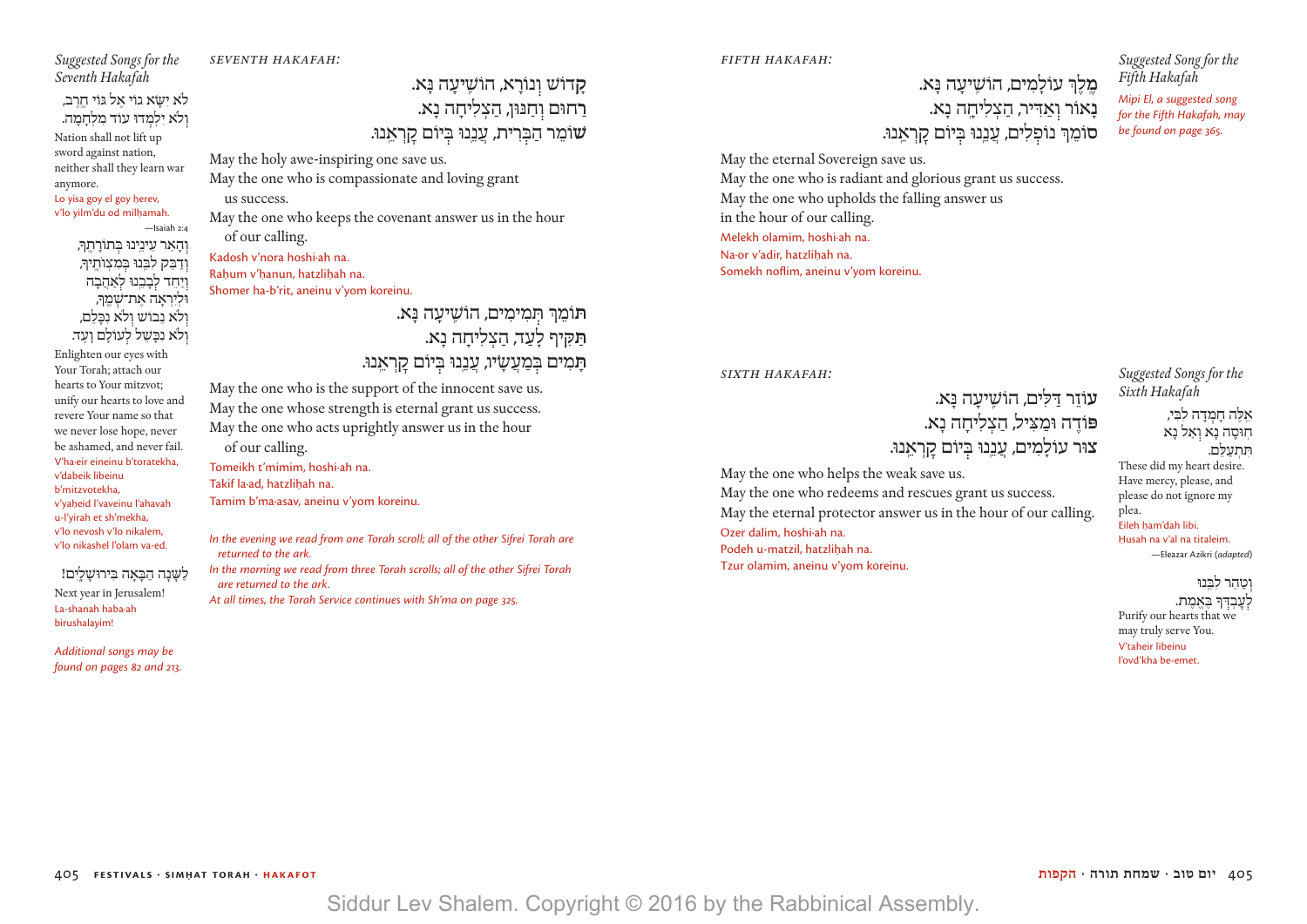## Suggested Songs for the Seventh Hakafah

לֹא יִשָּׂא גוֹי אֶל גּוֹי חֶרֶב,
וְלֹא יִלְמְדוּ עוֹד מִלְחָמָה.

Nation shall not lift up sword against nation, neither shall they learn war anymore.

Lo yisa goy el goy ḥerev,
v'lo yilm'du od milḥamah.

—Isaiah 2:4

וְהָאֵר עֵינֵינוּ בְּתוֹרָתֶךָ,
וְדַבֵּק לִבֵּנוּ בְּמִצְוֹתֶיךָ,
וְיַחֵד לְבָבֵנוּ לְאַהֲבָה
וּלְיִרְאָה אֶת־שְׁמֶךָ,
וְלֹא נֵבוֹשׁ וְלֹא נִכָּלֵם,
וְלֹא נִכָּשֵׁל לְעוֹלָם וָעֶד.

Enlighten our eyes with Your Torah; attach our hearts to Your mitzvot; unify our hearts to love and revere Your name so that we never lose hope, never be ashamed, and never fail.

V'ha-eir eineinu b'toratekha,
v'dabeik libeinu
b'mitzvotekha,
v'yaḥeid l'vaveinu l'ahavah
u-l'yirah et sh'mekha,
v'lo nevosh v'lo nikalem,
v'lo nikashel l'olam va-ed.

לַשָּׁנָה הַבָּאָה בִּירוּשָׁלָיִם!

Next year in Jerusalem!

La-shanah haba-ah
birushalayim!

*Additional songs may be found on pages 82 and 213.*

## SEVENTH HAKAFAH:

קָדוֹשׁ וְנוֹרָא, הוֹשִׁיעָה נָּא.
רַחוּם וְחַנּוּן, הַצְלִיחָה נָא.
שׁוֹמֵר הַבְּרִית, עֲנֵנוּ בְּיוֹם קׇרְאֵנוּ.

May the holy awe-inspiring one save us.
May the one who is compassionate and loving grant us success.
May the one who keeps the covenant answer us in the hour of our calling.

Kadosh v'nora hoshi-ah na.
Raḥum v'ḥanun, hatzliḥah na.
Shomer ha-b'rit, aneinu v'yom koreinu.

תּוֹמֵךְ תְּמִימִים, הוֹשִׁיעָה נָּא.
תַּקִּיף לָעַד, הַצְלִיחָה נָא.
תָּמִים בְּמַעֲשָׂיו, עֲנֵנוּ בְּיוֹם קׇרְאֵנוּ.

May the one who is the support of the innocent save us.
May the one whose strength is eternal grant us success.
May the one who acts uprightly answer us in the hour of our calling.

Tomeikh t'mimim, hoshi-ah na.
Takif la-ad, hatzliḥah na.
Tamim b'ma-asav, aneinu v'yom koreinu.

*In the evening we read from one Torah scroll; all of the other Sifrei Torah are returned to the ark.*

*In the morning we read from three Torah scrolls; all of the other Sifrei Torah are returned to the ark.*

*At all times, the Torah Service continues with Sh'ma on page 325.*

## FIFTH HAKAFAH:

מֶלֶךְ עוֹלָמִים, הוֹשִׁיעָה נָּא.
נָאוֹר וְאַדִּיר, הַצְלִיחָה נָא.
סוֹמֵךְ נוֹפְלִים, עֲנֵנוּ בְּיוֹם קׇרְאֵנוּ.

May the eternal Sovereign save us.
May the one who is radiant and glorious grant us success.
May the one who upholds the falling answer us in the hour of our calling.

Melekh olamim, hoshi-ah na.
Na-or v'adir, hatzliḥah na.
Somekh noflim, aneinu v'yom koreinu.

## Suggested Song for the Fifth Hakafah

*Mipi El, a suggested song for the Fifth Hakafah, may be found on page 365.*

## SIXTH HAKAFAH:

עוֹזֵר דַּלִּים, הוֹשִׁיעָה נָּא.
פּוֹדֶה וּמַצִּיל, הַצְלִיחָה נָא.
צוּר עוֹלָמִים, עֲנֵנוּ בְּיוֹם קׇרְאֵנוּ.

May the one who helps the weak save us.
May the one who redeems and rescues grant us success.
May the eternal protector answer us in the hour of our calling.

Ozer dalim, hoshi-ah na.
Podeh u-matzil, hatzliḥah na.
Tzur olamim, aneinu v'yom koreinu.

## Suggested Songs for the Sixth Hakafah

אֵלֶּה חָמְדָה לִבִּי,
חוּסָה נָא וְאַל נָא
תִּתְעַלֵּם.

These did my heart desire. Have mercy, please, and please do not ignore my plea.

Eileh ḥam'dah libi.
Ḥusah na v'al na titaleim.

—Eleazar Azikri (*adapted*)

וְטַהֵר לִבֵּנוּ
לְעׇבְדְּךָ בֶּאֱמֶת.

Purify our hearts that we may truly serve You.

V'taheir libeinu
l'ovd'kha be-emet.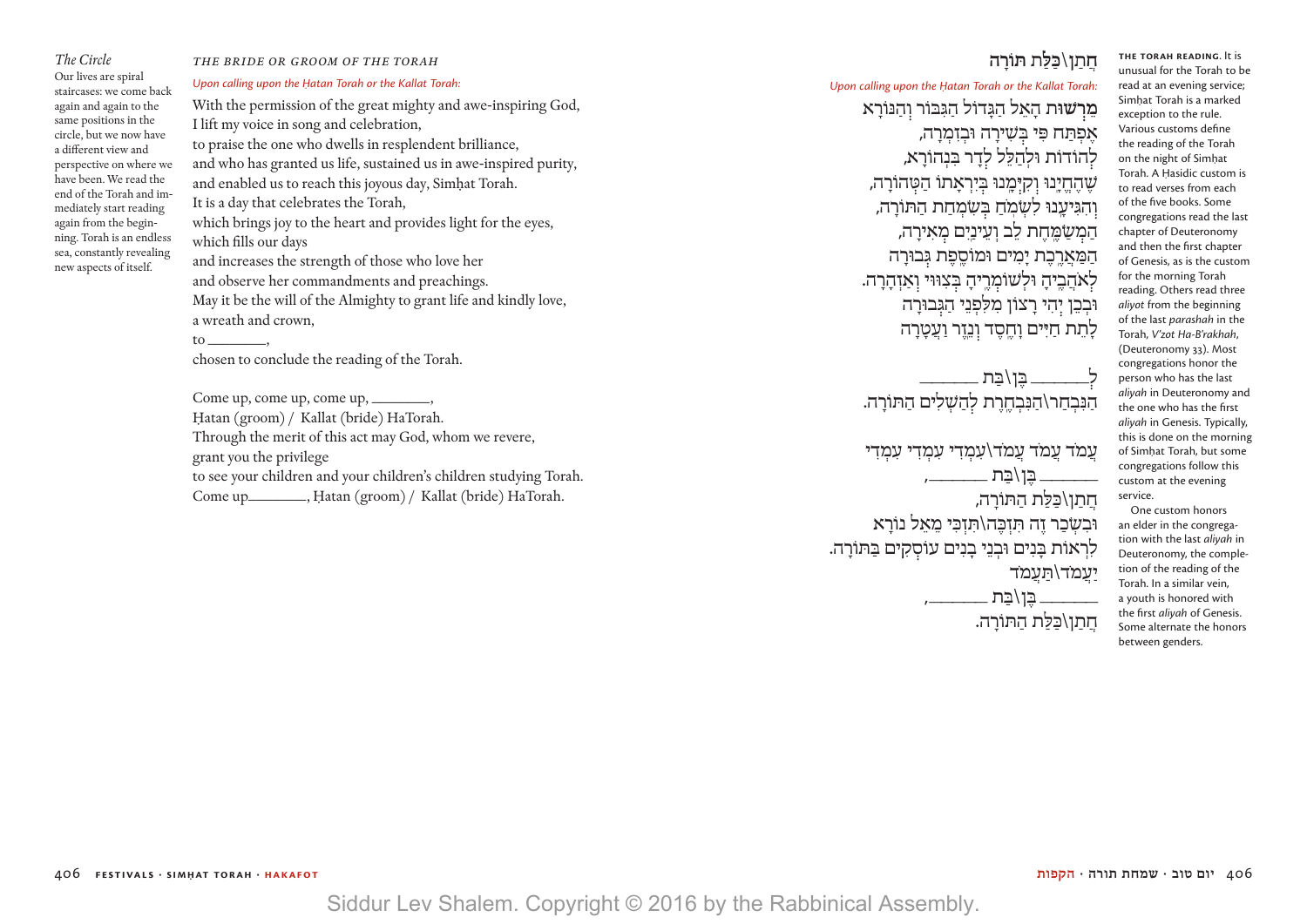*The Circle*

Our lives are spiral staircases: we come back again and again to the same positions in the circle, but we now have a different view and perspective on where we have been. We read the end of the Torah and immediately start reading again from the beginning. Torah is an endless sea, constantly revealing new aspects of itself.

## *THE BRIDE OR GROOM OF THE TORAH*

*Upon calling upon the Ḥatan Torah or the Kallat Torah:*

With the permission of the great mighty and awe-inspiring God,
I lift my voice in song and celebration,
to praise the one who dwells in resplendent brilliance,
and who has granted us life, sustained us in awe-inspired purity,
and enabled us to reach this joyous day, Simḥat Torah.
It is a day that celebrates the Torah,
which brings joy to the heart and provides light for the eyes,
which fills our days
and increases the strength of those who love her
and observe her commandments and preachings.
May it be the will of the Almighty to grant life and kindly love,
a wreath and crown,
to ________,
chosen to conclude the reading of the Torah.

Come up, come up, come up, ________,
Ḥatan (groom) / Kallat (bride) HaTorah.
Through the merit of this act may God, whom we revere,
grant you the privilege
to see your children and your children's children studying Torah.
Come up________, Ḥatan (groom) / Kallat (bride) HaTorah.

## חֲתַן\כַּלַּת תּוֹרָה

*Upon calling upon the Ḥatan Torah or the Kallat Torah:*

מֵרְשׁוּת הָאֵל הַגָּדוֹל הַגִּבּוֹר וְהַנּוֹרָא
אֶפְתַּח פִּי בְּשִׁירָה וּבְזִמְרָה,
לְהוֹדוֹת וּלְהַלֵּל לְדָר בִּנְהוֹרָא,
שֶׁהֶחֱיָנוּ וְקִיְּמָנוּ בְּיִרְאָתוֹ הַטְּהוֹרָה,
וְהִגִּיעָנוּ לִשְׂמֹחַ בְּשִׂמְחַת הַתּוֹרָה,
הַמְשַׂמַּחַת לֵב וְעֵינַיִם מְאִירָה,
הַמַּאֲרֶכֶת יָמִים וּמוֹסֶפֶת גְּבוּרָה
לְאֹהֲבֶיהָ וּלְשׁוֹמְרֶיהָ בְּצִוּוּי וְאַזְהָרָה.
וּבְכֵן יְהִי רָצוֹן מִלִּפְנֵי הַגְּבוּרָה
לָתֵת חַיִּים וָחֶסֶד וָנֵזֶר וַעֲטָרָה

לְ______ בֶּן\בַּת ______
הַנִּבְחַר\הַנִּבְחֶרֶת לְהַשְׁלִים הַתּוֹרָה.

עֲמֹד עֲמֹד עֲמֹד\עִמְדִי עִמְדִי עִמְדִי
______ בֶּן\בַּת ______,
חֲתַן\כַּלַּת הַתּוֹרָה,
וּבִשְׂכַר זֶה תִּזְכֶּה\תִּזְכִּי מֵאֵל נוֹרָא
לִרְאוֹת בָּנִים וּבְנֵי בָנִים עוֹסְקִים בַּתּוֹרָה.
יַעֲמֹד\תַּעֲמֹד
______ בֶּן\בַּת ______,
חֲתַן\כַּלַּת הַתּוֹרָה.

**THE TORAH READING.** It is unusual for the Torah to be read at an evening service; Simḥat Torah is a marked exception to the rule. Various customs define the reading of the Torah on the night of Simḥat Torah. A Ḥasidic custom is to read verses from each of the five books. Some congregations read the last chapter of Deuteronomy and then the first chapter of Genesis, as is the custom for the morning Torah reading. Others read three *aliyot* from the beginning of the last *parashah* in the Torah, *V'zot Ha-B'rakhah*, (Deuteronomy 33). Most congregations honor the person who has the last *aliyah* in Deuteronomy and the one who has the first *aliyah* in Genesis. Typically, this is done on the morning of Simḥat Torah, but some congregations follow this custom at the evening service.

One custom honors an elder in the congregation with the last *aliyah* in Deuteronomy, the completion of the reading of the Torah. In a similar vein, a youth is honored with the first *aliyah* of Genesis. Some alternate the honors between genders.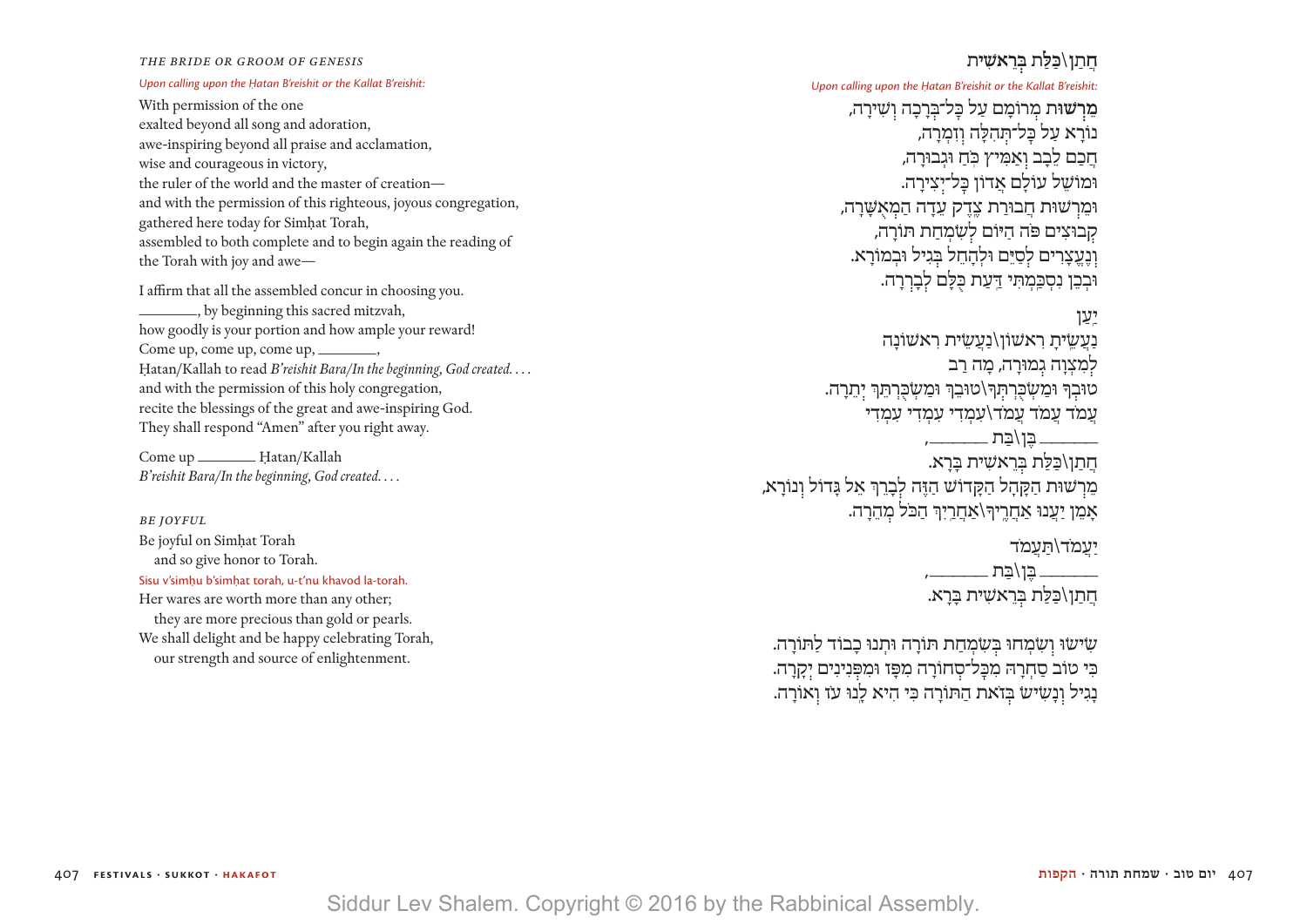## THE BRIDE OR GROOM OF GENESIS

*Upon calling upon the Ḥatan B'reishit or the Kallat B'reishit:*

With permission of the one
exalted beyond all song and adoration,
awe-inspiring beyond all praise and acclamation,
wise and courageous in victory,
the ruler of the world and the master of creation—
and with the permission of this righteous, joyous congregation,
gathered here today for Simḥat Torah,
assembled to both complete and to begin again the reading of the Torah with joy and awe—

I affirm that all the assembled concur in choosing you.
________, by beginning this sacred mitzvah,
how goodly is your portion and how ample your reward!
Come up, come up, come up, ________,
Ḥatan/Kallah to read *B'reishit Bara/In the beginning, God created. . . .*
and with the permission of this holy congregation,
recite the blessings of the great and awe-inspiring God.
They shall respond "Amen" after you right away.

Come up ________ Ḥatan/Kallah
*B'reishit Bara/In the beginning, God created. . . .*

## BE JOYFUL

Be joyful on Simḥat Torah
and so give honor to Torah.
Sisu v'simḥu b'simḥat torah, u-t'nu khavod la-torah.
Her wares are worth more than any other;
they are more precious than gold or pearls.
We shall delight and be happy celebrating Torah,
our strength and source of enlightenment.

## חֲתַן\כַּלַּת בְּרֵאשִׁית

*Upon calling upon the Ḥatan B'reishit or the Kallat B'reishit:*

מֵרְשׁוּת מְרוֹמָם עַל כָּל־בְּרָכָה וְשִׁירָה,
נוֹרָא עַל כָּל־תְּהִלָּה וְזִמְרָה,
חֲכַם לֵבָב וְאַמִּיץ כֹּחַ וּגְבוּרָה,
וּמוֹשֵׁל עוֹלָם אֲדוֹן כָּל־יְצִירָה.
וּמֵרְשׁוּת חֲבוּרַת צֶדֶק עֵדָה הַמְאֻשָּׁרָה,
קְבוּצִים פֹּה הַיּוֹם לְשִׂמְחַת תּוֹרָה,
וְנֶעֱצָרִים לְסַיֵּם וּלְהָחֵל בְּגִיל וּבְמוֹרָא.
וּבְכֵן נִסְכַּמְתִּי דַּעַת כֻּלָּם לְבָרְרָה.

יַעַן
נַעֲשֵׂיתָ רִאשׁוֹן\נַעֲשֵׂית רִאשׁוֹנָה
לְמִצְוָה גְּמוּרָה, מָה רַב
טוּבְךָ וּמַשְׂכֻּרְתְּךָ\טוּבֵךְ וּמַשְׂכֻּרְתֵּךְ יְתֵרָה.
עֲמֹד עֲמֹד עֲמֹד\עִמְדִי עִמְדִי עִמְדִי
________ בֶּן\בַּת ________,
חֲתַן\כַּלַּת בְּרֵאשִׁית בָּרָא.
מֵרְשׁוּת הַקָּהָל הַקָּדוֹשׁ הַזֶּה לְבָרֵךְ אֵל גָּדוֹל וְנוֹרָא,
אָמֵן יַעֲנוּ אַחֲרֶיךָ\אַחֲרַיִךְ הַכֹּל מְהֵרָה.

יַעֲמֹד\תַּעֲמֹד
________ בֶּן\בַּת ________,
חֲתַן\כַּלַּת בְּרֵאשִׁית בָּרָא.

שִׂישׂוּ וְשִׂמְחוּ בְּשִׂמְחַת תּוֹרָה וּתְנוּ כָבוֹד לַתּוֹרָה.
כִּי טוֹב סַחְרָהּ מִכָּל־סְחוֹרָה מִפָּז וּמִפְּנִינִים יְקָרָה.
נָגִיל וְנָשִׂישׂ בְּזֹאת הַתּוֹרָה כִּי הִיא לָנוּ עֹז וְאוֹרָה.

Siddur Lev Shalem. Copyright © 2016 by the Rabbinical Assembly.